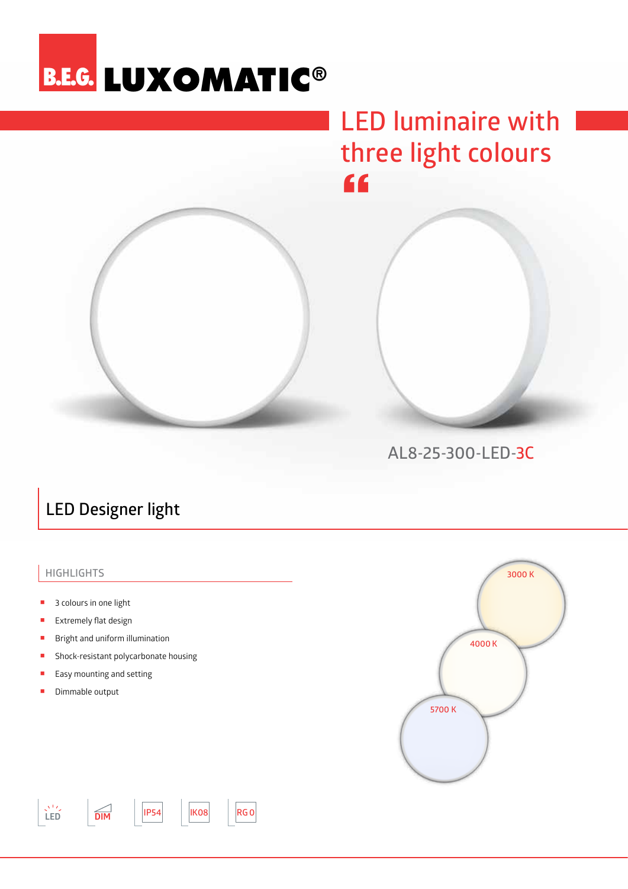B.E.G. LUXOMATIC®

# LED luminaire with three light colours

AL8-25-300-LED-3C

## LED Designer light

### HIGHLIGHTS

- 3 colours in one light
- Extremely flat design
- Bright and uniform illumination
- Shock-resistant polycarbonate housing
- Easy mounting and setting
- Dimmable output

3000 K

4000 K

5700 K

LED | DIM | IP54 | IK08 | RG 0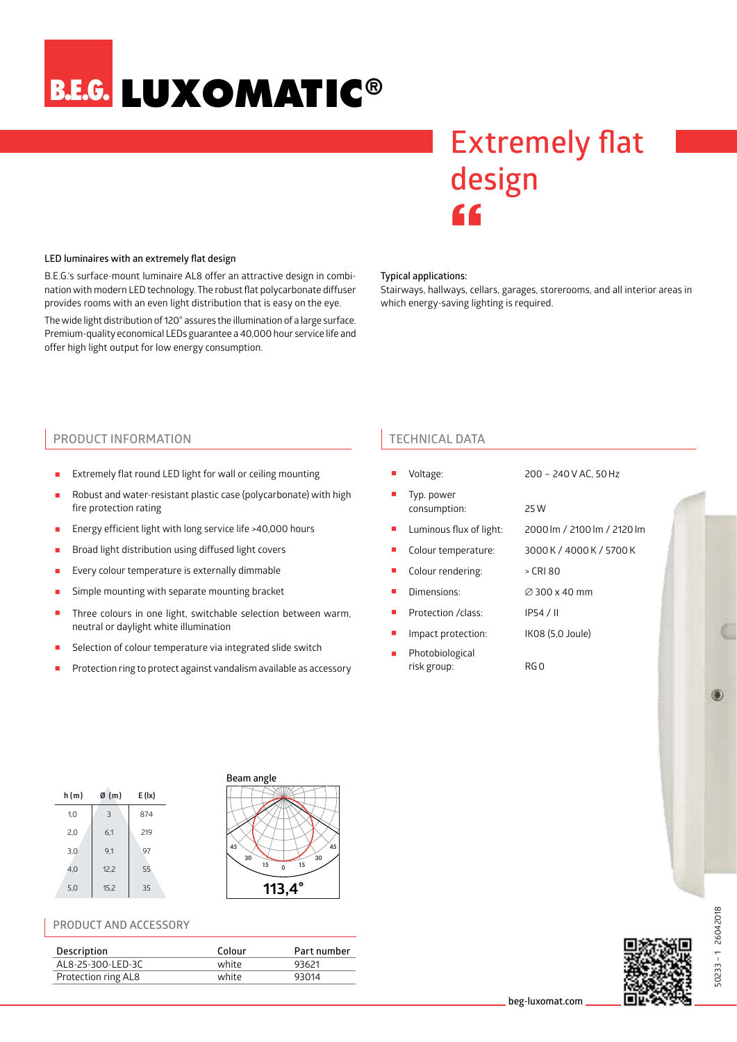# B.E.G. LUXOMATIC®

## Extremely flat design

"

**LED luminaires with an extremely flat design**

B.E.G.'s surface-mount luminaire AL8 offer an attractive design in combination with modern LED technology. The robust flat polycarbonate diffuser provides rooms with an even light distribution that is easy on the eye.

The wide light distribution of 120° assures the illumination of a large surface. Premium-quality economical LEDs guarantee a 40,000 hour service life and offer high light output for low energy consumption.

**Typical applications:**
Stairways, hallways, cellars, garages, storerooms, and all interior areas in which energy-saving lighting is required.

## PRODUCT INFORMATION

- Extremely flat round LED light for wall or ceiling mounting
- Robust and water-resistant plastic case (polycarbonate) with high fire protection rating
- Energy efficient light with long service life >40,000 hours
- Broad light distribution using diffused light covers
- Every colour temperature is externally dimmable
- Simple mounting with separate mounting bracket
- Three colours in one light, switchable selection between warm, neutral or daylight white illumination
- Selection of colour temperature via integrated slide switch
- Protection ring to protect against vandalism available as accessory

## TECHNICAL DATA

| | |
|---|---|
| Voltage: | 200 – 240 V AC, 50 Hz |
| Typ. power consumption: | 25 W |
| Luminous flux of light: | 2000 lm / 2100 lm / 2120 lm |
| Colour temperature: | 3000 K / 4000 K / 5700 K |
| Colour rendering: | > CRI 80 |
| Dimensions: | ∅ 300 x 40 mm |
| Protection /class: | IP54 / II |
| Impact protection: | IK08 (5,0 Joule) |
| Photobiological risk group: | RG 0 |

| h (m) | Ø (m) | E (lx) |
|---|---|---|
| 1,0 | 3 | 874 |
| 2,0 | 6,1 | 219 |
| 3,0 | 9,1 | 97 |
| 4,0 | 12,2 | 55 |
| 5,0 | 15,2 | 35 |

Beam angle

45 30 15 0 15 30 45

113,4°

## PRODUCT AND ACCESSORY

| Description | Colour | Part number |
|---|---|---|
| AL8-25-300-LED-3C | white | 93621 |
| Protection ring AL8 | white | 93014 |

beg-luxomat.com

50233 – 1 26042018